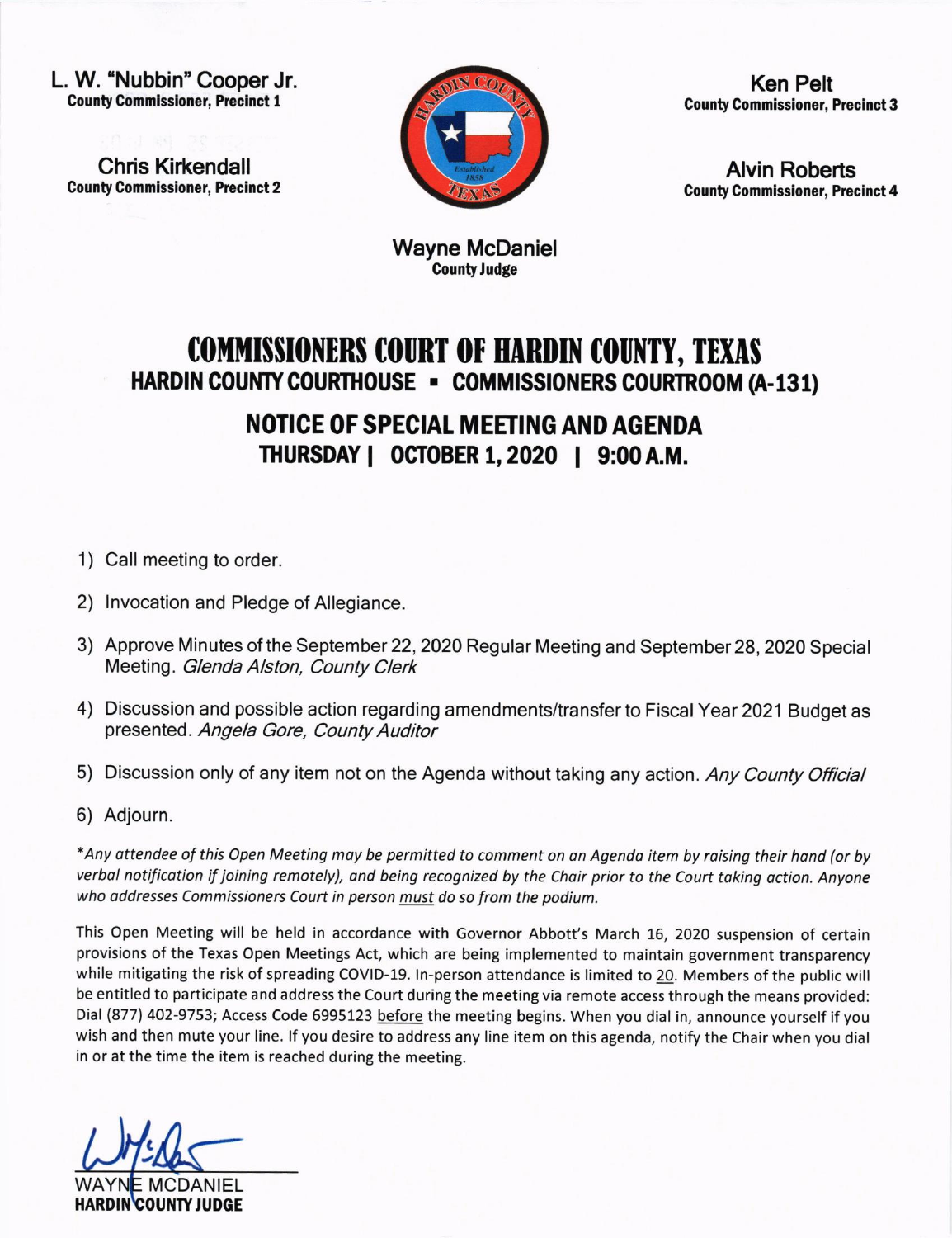**L. W. "Nubbin" Cooper Jr.**
**County Commissioner, Precinct 1**

**Chris Kirkendall**
**County Commissioner, Precinct 2**

**Ken Pelt**
**County Commissioner, Precinct 3**

**Alvin Roberts**
**County Commissioner, Precinct 4**

**Wayne McDaniel**
**County Judge**

# COMMISSIONERS COURT OF HARDIN COUNTY, TEXAS

## HARDIN COUNTY COURTHOUSE ▪ COMMISSIONERS COURTROOM (A-131)

## NOTICE OF SPECIAL MEETING AND AGENDA

### THURSDAY | OCTOBER 1, 2020 | 9:00 A.M.

1) Call meeting to order.
2) Invocation and Pledge of Allegiance.
3) Approve Minutes of the September 22, 2020 Regular Meeting and September 28, 2020 Special Meeting. *Glenda Alston, County Clerk*
4) Discussion and possible action regarding amendments/transfer to Fiscal Year 2021 Budget as presented. *Angela Gore, County Auditor*
5) Discussion only of any item not on the Agenda without taking any action. *Any County Official*
6) Adjourn.

*\*Any attendee of this Open Meeting may be permitted to comment on an Agenda item by raising their hand (or by verbal notification if joining remotely), and being recognized by the Chair prior to the Court taking action. Anyone who addresses Commissioners Court in person must do so from the podium.*

This Open Meeting will be held in accordance with Governor Abbott's March 16, 2020 suspension of certain provisions of the Texas Open Meetings Act, which are being implemented to maintain government transparency while mitigating the risk of spreading COVID-19. In-person attendance is limited to 20. Members of the public will be entitled to participate and address the Court during the meeting via remote access through the means provided: Dial (877) 402-9753; Access Code 6995123 before the meeting begins. When you dial in, announce yourself if you wish and then mute your line. If you desire to address any line item on this agenda, notify the Chair when you dial in or at the time the item is reached during the meeting.

WAYNE MCDANIEL
**HARDIN COUNTY JUDGE**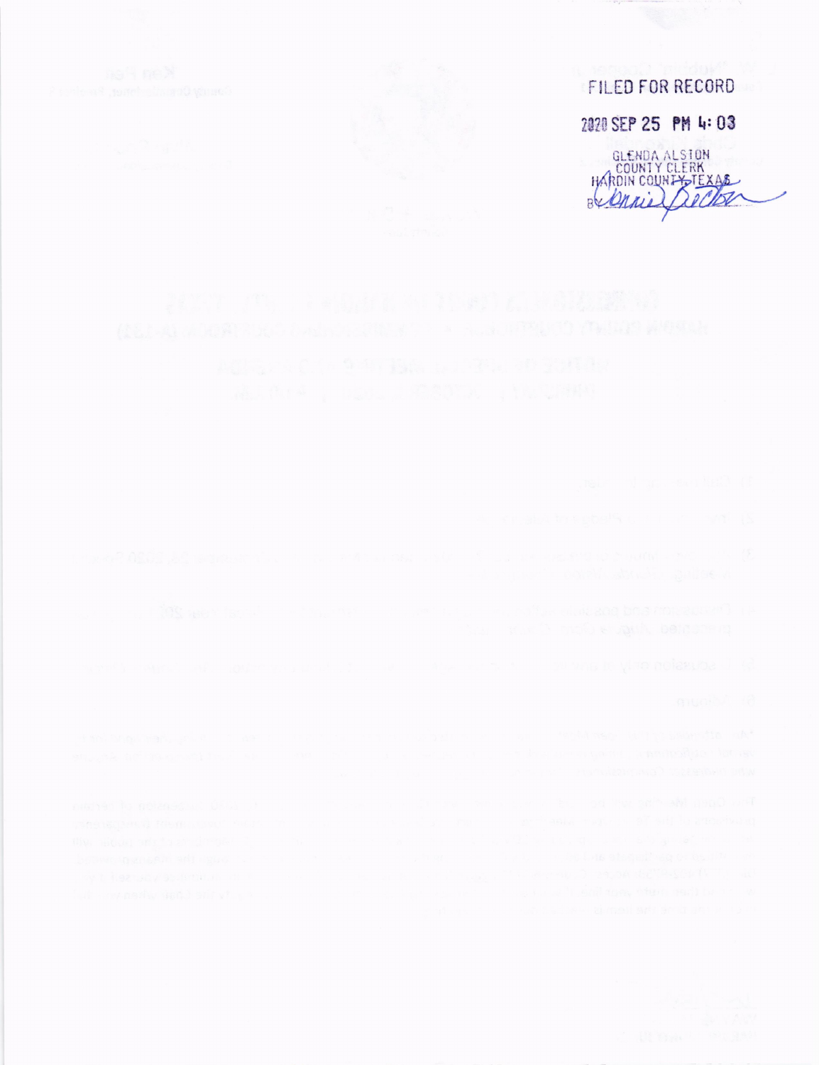FILED FOR RECORD

2020 SEP 25 PM 4:03

GLENDA ALSTON
COUNTY CLERK
HARDIN COUNTY, TEXAS

BY Connie Becton